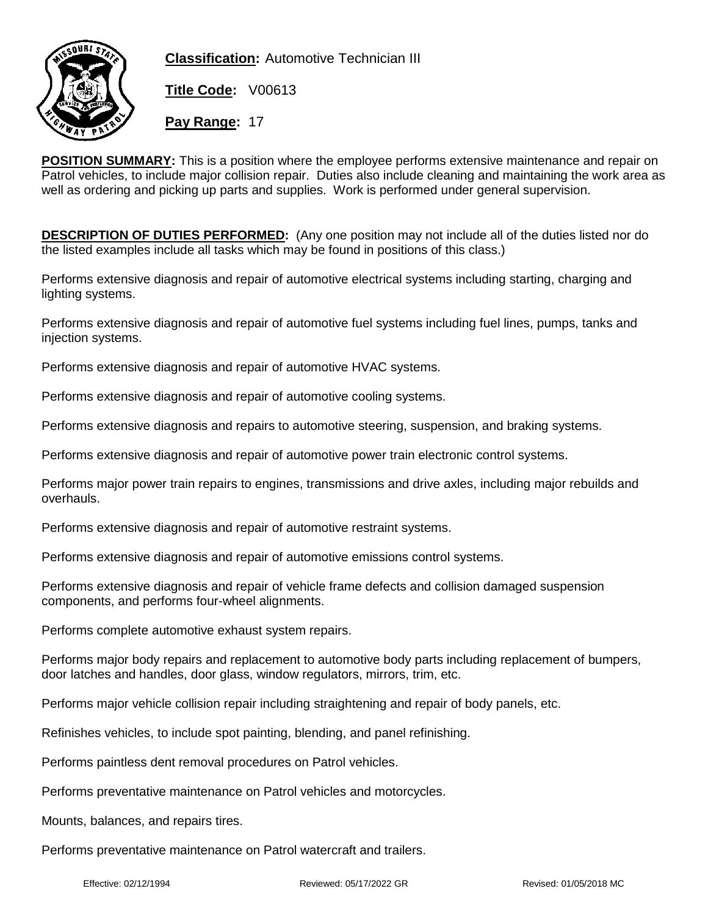**Classification:** Automotive Technician III

**Title Code:** V00613

**Pay Range:** 17

**POSITION SUMMARY:** This is a position where the employee performs extensive maintenance and repair on Patrol vehicles, to include major collision repair. Duties also include cleaning and maintaining the work area as well as ordering and picking up parts and supplies. Work is performed under general supervision.

**DESCRIPTION OF DUTIES PERFORMED:** (Any one position may not include all of the duties listed nor do the listed examples include all tasks which may be found in positions of this class.)

Performs extensive diagnosis and repair of automotive electrical systems including starting, charging and lighting systems.

Performs extensive diagnosis and repair of automotive fuel systems including fuel lines, pumps, tanks and injection systems.

Performs extensive diagnosis and repair of automotive HVAC systems.

Performs extensive diagnosis and repair of automotive cooling systems.

Performs extensive diagnosis and repairs to automotive steering, suspension, and braking systems.

Performs extensive diagnosis and repair of automotive power train electronic control systems.

Performs major power train repairs to engines, transmissions and drive axles, including major rebuilds and overhauls.

Performs extensive diagnosis and repair of automotive restraint systems.

Performs extensive diagnosis and repair of automotive emissions control systems.

Performs extensive diagnosis and repair of vehicle frame defects and collision damaged suspension components, and performs four-wheel alignments.

Performs complete automotive exhaust system repairs.

Performs major body repairs and replacement to automotive body parts including replacement of bumpers, door latches and handles, door glass, window regulators, mirrors, trim, etc.

Performs major vehicle collision repair including straightening and repair of body panels, etc.

Refinishes vehicles, to include spot painting, blending, and panel refinishing.

Performs paintless dent removal procedures on Patrol vehicles.

Performs preventative maintenance on Patrol vehicles and motorcycles.

Mounts, balances, and repairs tires.

Performs preventative maintenance on Patrol watercraft and trailers.

Effective: 02/12/1994 Reviewed: 05/17/2022 GR Revised: 01/05/2018 MC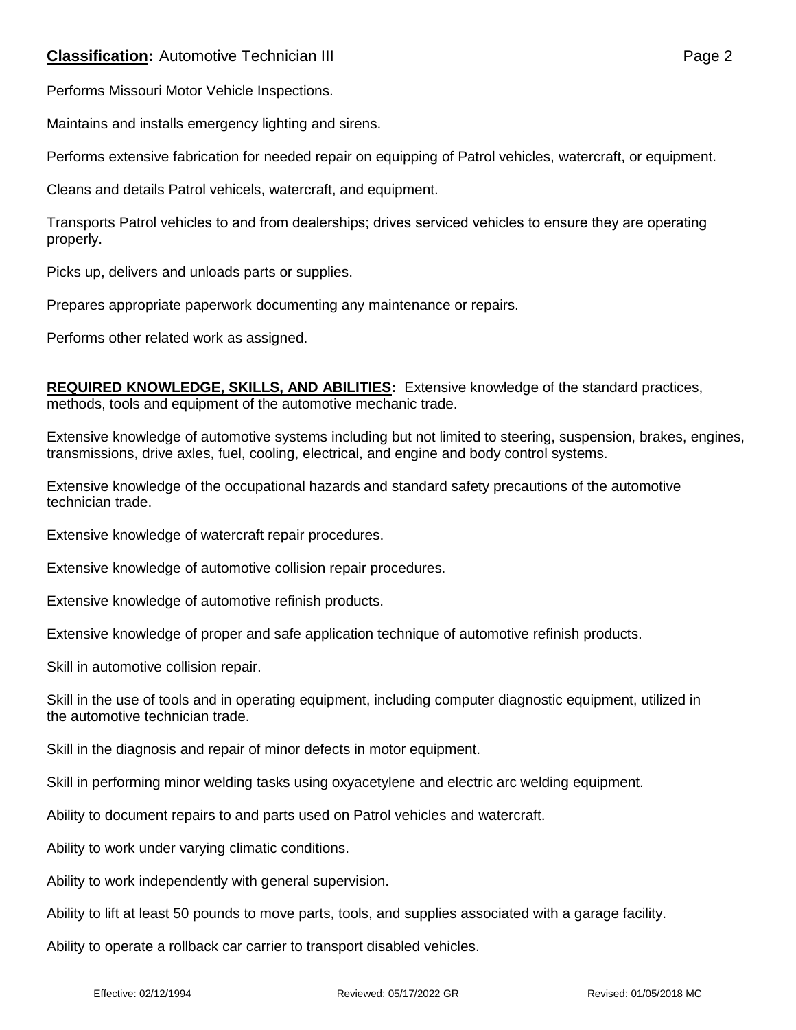Performs Missouri Motor Vehicle Inspections.

Maintains and installs emergency lighting and sirens.

Performs extensive fabrication for needed repair on equipping of Patrol vehicles, watercraft, or equipment.

Cleans and details Patrol vehicels, watercraft, and equipment.

Transports Patrol vehicles to and from dealerships; drives serviced vehicles to ensure they are operating properly.

Picks up, delivers and unloads parts or supplies.

Prepares appropriate paperwork documenting any maintenance or repairs.

Performs other related work as assigned.

**REQUIRED KNOWLEDGE, SKILLS, AND ABILITIES:** Extensive knowledge of the standard practices, methods, tools and equipment of the automotive mechanic trade.

Extensive knowledge of automotive systems including but not limited to steering, suspension, brakes, engines, transmissions, drive axles, fuel, cooling, electrical, and engine and body control systems.

Extensive knowledge of the occupational hazards and standard safety precautions of the automotive technician trade.

Extensive knowledge of watercraft repair procedures.

Extensive knowledge of automotive collision repair procedures.

Extensive knowledge of automotive refinish products.

Extensive knowledge of proper and safe application technique of automotive refinish products.

Skill in automotive collision repair.

Skill in the use of tools and in operating equipment, including computer diagnostic equipment, utilized in the automotive technician trade.

Skill in the diagnosis and repair of minor defects in motor equipment.

Skill in performing minor welding tasks using oxyacetylene and electric arc welding equipment.

Ability to document repairs to and parts used on Patrol vehicles and watercraft.

Ability to work under varying climatic conditions.

Ability to work independently with general supervision.

Ability to lift at least 50 pounds to move parts, tools, and supplies associated with a garage facility.

Ability to operate a rollback car carrier to transport disabled vehicles.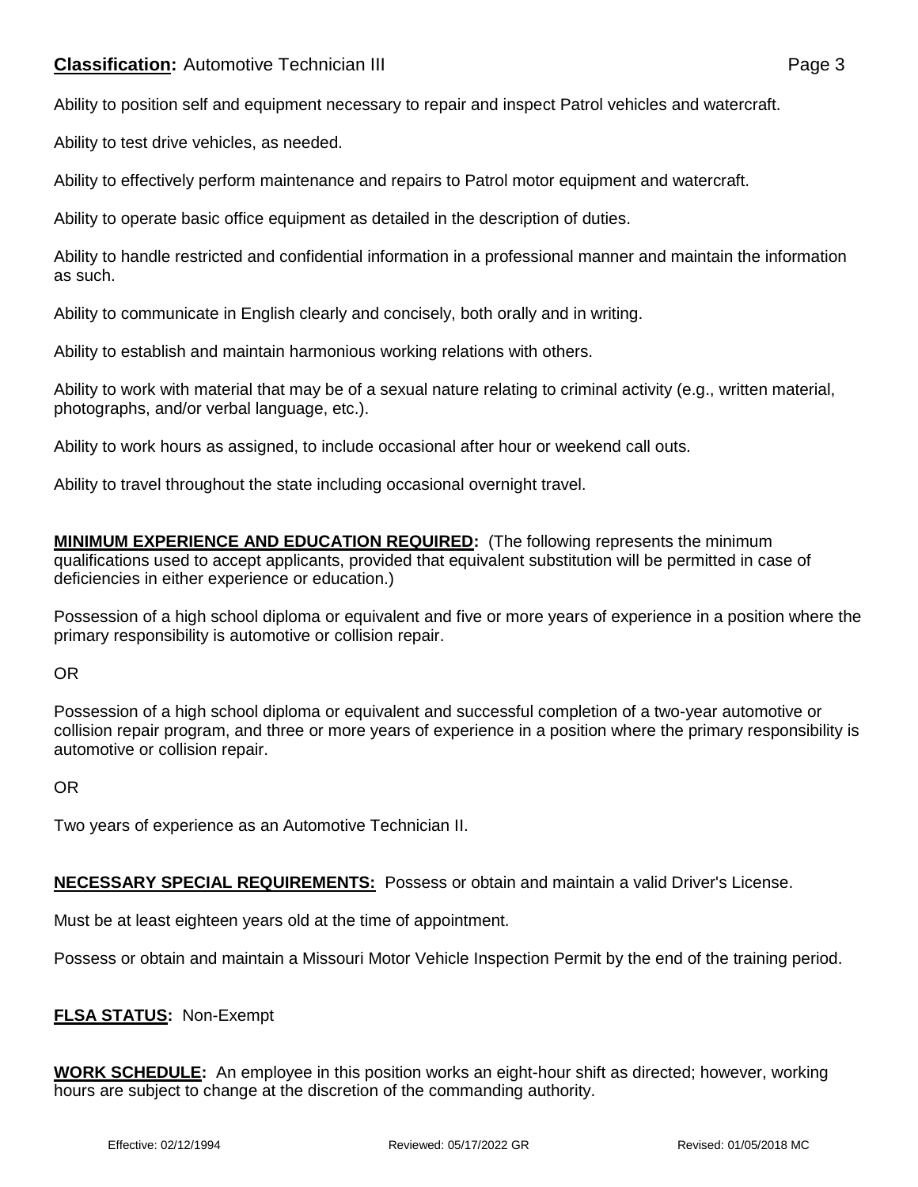Ability to position self and equipment necessary to repair and inspect Patrol vehicles and watercraft.

Ability to test drive vehicles, as needed.

Ability to effectively perform maintenance and repairs to Patrol motor equipment and watercraft.

Ability to operate basic office equipment as detailed in the description of duties.

Ability to handle restricted and confidential information in a professional manner and maintain the information as such.

Ability to communicate in English clearly and concisely, both orally and in writing.

Ability to establish and maintain harmonious working relations with others.

Ability to work with material that may be of a sexual nature relating to criminal activity (e.g., written material, photographs, and/or verbal language, etc.).

Ability to work hours as assigned, to include occasional after hour or weekend call outs.

Ability to travel throughout the state including occasional overnight travel.

**MINIMUM EXPERIENCE AND EDUCATION REQUIRED:** (The following represents the minimum qualifications used to accept applicants, provided that equivalent substitution will be permitted in case of deficiencies in either experience or education.)

Possession of a high school diploma or equivalent and five or more years of experience in a position where the primary responsibility is automotive or collision repair.

OR

Possession of a high school diploma or equivalent and successful completion of a two-year automotive or collision repair program, and three or more years of experience in a position where the primary responsibility is automotive or collision repair.

OR

Two years of experience as an Automotive Technician II.

**NECESSARY SPECIAL REQUIREMENTS:** Possess or obtain and maintain a valid Driver's License.

Must be at least eighteen years old at the time of appointment.

Possess or obtain and maintain a Missouri Motor Vehicle Inspection Permit by the end of the training period.

**FLSA STATUS:** Non-Exempt

**WORK SCHEDULE:** An employee in this position works an eight-hour shift as directed; however, working hours are subject to change at the discretion of the commanding authority.

Effective: 02/12/1994 Reviewed: 05/17/2022 GR Revised: 01/05/2018 MC